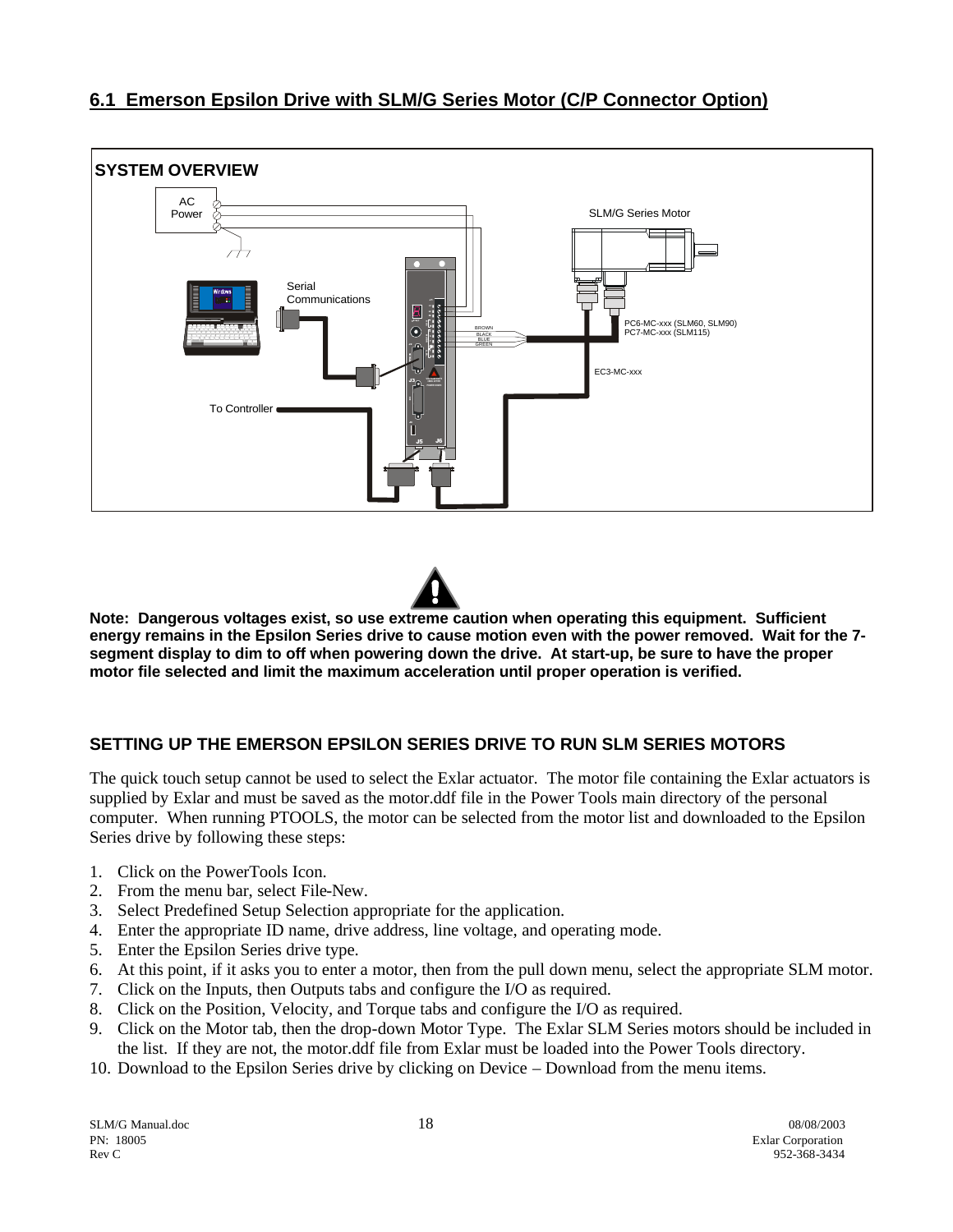## 6.1 Emerson Epsilon Drive with SLM/G Series Motor (C/P Connector Option)

**SYSTEM OVERVIEW**

AC Power

SLM/G Series Motor

Serial Communications

BROWN
BLACK
BLUE
GREEN

PC6-MC-xxx (SLM60, SLM90)
PC7-MC-xxx (SLM115)

EC3-MC-xxx

To Controller

**Note: Dangerous voltages exist, so use extreme caution when operating this equipment. Sufficient energy remains in the Epsilon Series drive to cause motion even with the power removed. Wait for the 7-segment display to dim to off when powering down the drive. At start-up, be sure to have the proper motor file selected and limit the maximum acceleration until proper operation is verified.**

### SETTING UP THE EMERSON EPSILON SERIES DRIVE TO RUN SLM SERIES MOTORS

The quick touch setup cannot be used to select the Exlar actuator. The motor file containing the Exlar actuators is supplied by Exlar and must be saved as the motor.ddf file in the Power Tools main directory of the personal computer. When running PTOOLS, the motor can be selected from the motor list and downloaded to the Epsilon Series drive by following these steps:

1. Click on the PowerTools Icon.
2. From the menu bar, select File-New.
3. Select Predefined Setup Selection appropriate for the application.
4. Enter the appropriate ID name, drive address, line voltage, and operating mode.
5. Enter the Epsilon Series drive type.
6. At this point, if it asks you to enter a motor, then from the pull down menu, select the appropriate SLM motor.
7. Click on the Inputs, then Outputs tabs and configure the I/O as required.
8. Click on the Position, Velocity, and Torque tabs and configure the I/O as required.
9. Click on the Motor tab, then the drop-down Motor Type. The Exlar SLM Series motors should be included in the list. If they are not, the motor.ddf file from Exlar must be loaded into the Power Tools directory.
10. Download to the Epsilon Series drive by clicking on Device – Download from the menu items.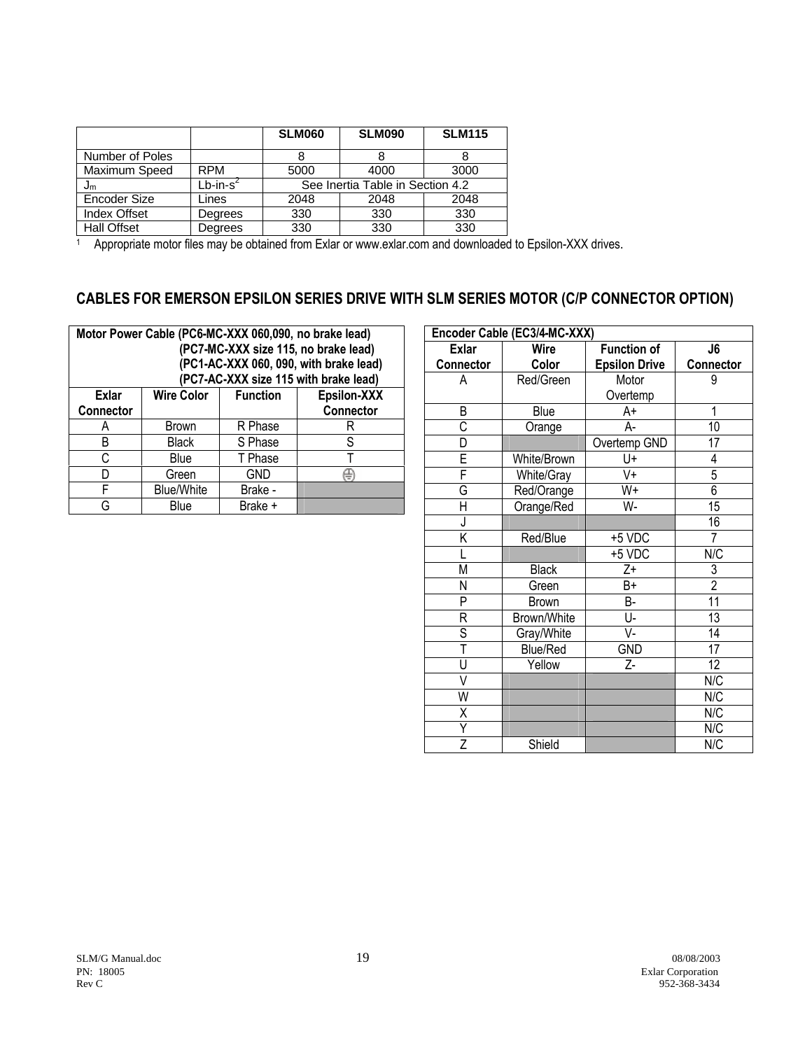| | | SLM060 | SLM090 | SLM115 |
|---|---|---|---|---|
| Number of Poles | | 8 | 8 | 8 |
| Maximum Speed | RPM | 5000 | 4000 | 3000 |
| $J_m$ | Lb-in-s$^2$ | See Inertia Table in Section 4.2 | | |
| Encoder Size | Lines | 2048 | 2048 | 2048 |
| Index Offset | Degrees | 330 | 330 | 330 |
| Hall Offset | Degrees | 330 | 330 | 330 |

[1] Appropriate motor files may be obtained from Exlar or www.exlar.com and downloaded to Epsilon-XXX drives.

## CABLES FOR EMERSON EPSILON SERIES DRIVE WITH SLM SERIES MOTOR (C/P CONNECTOR OPTION)

**Motor Power Cable (PC6-MC-XXX 060,090, no brake lead)
(PC7-MC-XXX size 115, no brake lead)
(PC1-AC-XXX 060, 090, with brake lead)
(PC7-AC-XXX size 115 with brake lead)**

| Exlar Connector | Wire Color | Function | Epsilon-XXX Connector |
|---|---|---|---|
| A | Brown | R Phase | R |
| B | Black | S Phase | S |
| C | Blue | T Phase | T |
| D | Green | GND | ⏚ |
| F | Blue/White | Brake - | |
| G | Blue | Brake + | |

**Encoder Cable (EC3/4-MC-XXX)**

| Exlar Connector | Wire Color | Function of Epsilon Drive | J6 Connector |
|---|---|---|---|
| A | Red/Green | Motor Overtemp | 9 |
| B | Blue | A+ | 1 |
| C | Orange | A- | 10 |
| D | | Overtemp GND | 17 |
| E | White/Brown | U+ | 4 |
| F | White/Gray | V+ | 5 |
| G | Red/Orange | W+ | 6 |
| H | Orange/Red | W- | 15 |
| J | | | 16 |
| K | Red/Blue | +5 VDC | 7 |
| L | | +5 VDC | N/C |
| M | Black | Z+ | 3 |
| N | Green | B+ | 2 |
| P | Brown | B- | 11 |
| R | Brown/White | U- | 13 |
| S | Gray/White | V- | 14 |
| T | Blue/Red | GND | 17 |
| U | Yellow | Z- | 12 |
| V | | | N/C |
| W | | | N/C |
| X | | | N/C |
| Y | | | N/C |
| Z | Shield | | N/C |